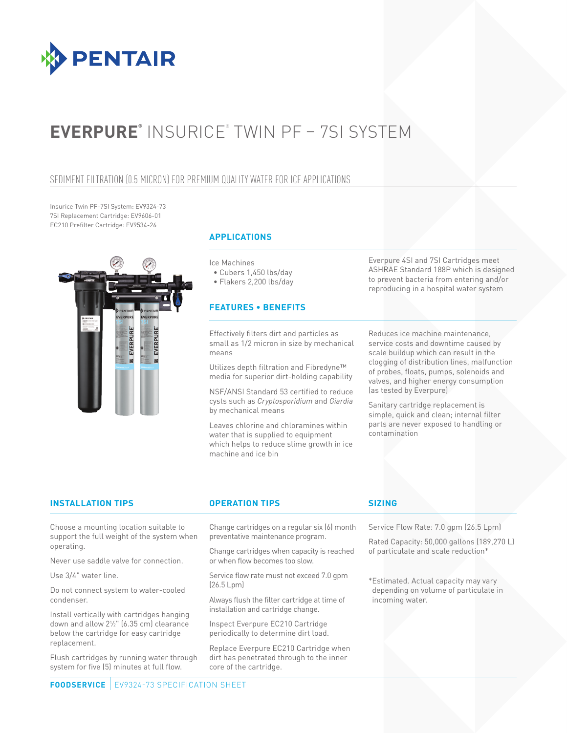# EVERPURE® INSURICE® TWIN PF – 7SI SYSTEM

## SEDIMENT FILTRATION (0.5 MICRON) FOR PREMIUM QUALITY WATER FOR ICE APPLICATIONS

Insurice Twin PF-7SI System: EV9324-73
7SI Replacement Cartridge: EV9606-01
EC210 Prefilter Cartridge: EV9534-26

### APPLICATIONS

Ice Machines

- Cubers 1,450 lbs/day
- Flakers 2,200 lbs/day

Everpure 4SI and 7SI Cartridges meet ASHRAE Standard 188P which is designed to prevent bacteria from entering and/or reproducing in a hospital water system

### FEATURES • BENEFITS

Effectively filters dirt and particles as small as 1/2 micron in size by mechanical means

Utilizes depth filtration and Fibredyne™ media for superior dirt-holding capability

NSF/ANSI Standard 53 certified to reduce cysts such as *Cryptosporidium* and *Giardia* by mechanical means

Leaves chlorine and chloramines within water that is supplied to equipment which helps to reduce slime growth in ice machine and ice bin

Reduces ice machine maintenance, service costs and downtime caused by scale buildup which can result in the clogging of distribution lines, malfunction of probes, floats, pumps, solenoids and valves, and higher energy consumption (as tested by Everpure)

Sanitary cartridge replacement is simple, quick and clean; internal filter parts are never exposed to handling or contamination

### INSTALLATION TIPS

Choose a mounting location suitable to support the full weight of the system when operating.

Never use saddle valve for connection.

Use 3/4" water line.

Do not connect system to water-cooled condenser.

Install vertically with cartridges hanging down and allow 2½" (6.35 cm) clearance below the cartridge for easy cartridge replacement.

Flush cartridges by running water through system for five (5) minutes at full flow.

### OPERATION TIPS

Change cartridges on a regular six (6) month preventative maintenance program.

Change cartridges when capacity is reached or when flow becomes too slow.

Service flow rate must not exceed 7.0 gpm (26.5 Lpm)

Always flush the filter cartridge at time of installation and cartridge change.

Inspect Everpure EC210 Cartridge periodically to determine dirt load.

Replace Everpure EC210 Cartridge when dirt has penetrated through to the inner core of the cartridge.

### SIZING

Service Flow Rate: 7.0 gpm (26.5 Lpm)

Rated Capacity: 50,000 gallons (189,270 L) of particulate and scale reduction*

*Estimated. Actual capacity may vary depending on volume of particulate in incoming water.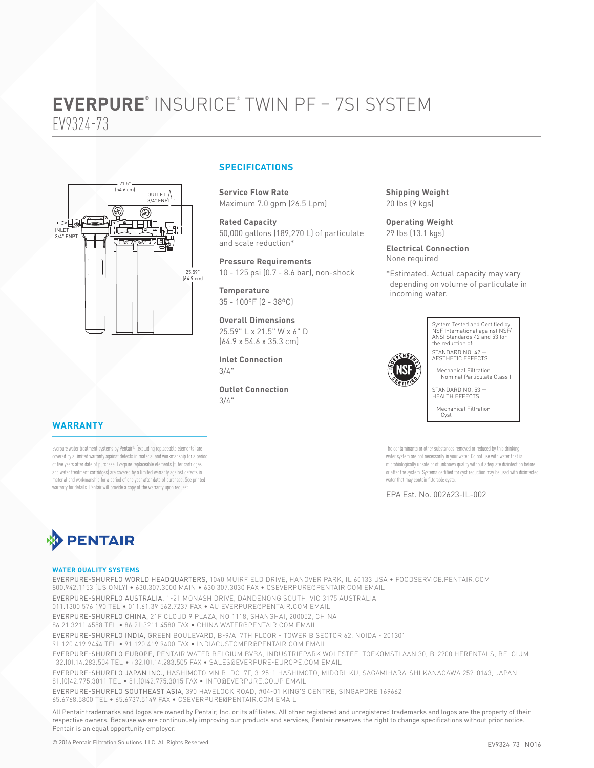# EVERPURE® INSURICE® TWIN PF – 7SI SYSTEM

EV9324-73

21.5"
(54.6 cm)

OUTLET
3/4" FNPT

INLET
3/4" FNPT

25.59"
(64.9 cm)

## SPECIFICATIONS

**Service Flow Rate**
Maximum 7.0 gpm (26.5 Lpm)

**Rated Capacity**
50,000 gallons (189,270 L) of particulate and scale reduction*

**Pressure Requirements**
10 - 125 psi (0.7 - 8.6 bar), non-shock

**Temperature**
35 - 100ºF (2 - 38ºC)

**Overall Dimensions**
25.59" L x 21.5" W x 6" D
(64.9 x 54.6 x 35.3 cm)

**Inlet Connection**
3/4"

**Outlet Connection**
3/4"

**Shipping Weight**
20 lbs (9 kgs)

**Operating Weight**
29 lbs (13.1 kgs)

**Electrical Connection**
None required

*Estimated. Actual capacity may vary depending on volume of particulate in incoming water.

System Tested and Certified by NSF International against NSF/ANSI Standards 42 and 53 for the reduction of:

STANDARD NO. 42 — AESTHETIC EFFECTS

Mechanical Filtration
Nominal Particulate Class I

STANDARD NO. 53 — HEALTH EFFECTS

Mechanical Filtration
Cyst

The contaminants or other substances removed or reduced by this drinking water system are not necessarily in your water. Do not use with water that is microbiologically unsafe or of unknown quality without adequate disinfection before or after the system. Systems certified for cyst reduction may be used with disinfected water that may contain filterable cysts.

EPA Est. No. 002623-IL-002

## WARRANTY

Everpure water treatment systems by Pentair® (excluding replaceable elements) are covered by a limited warranty against defects in material and workmanship for a period of five years after date of purchase. Everpure replaceable elements (filter cartridges and water treatment cartridges) are covered by a limited warranty against defects in material and workmanship for a period of one year after date of purchase. See printed warranty for details. Pentair will provide a copy of the warranty upon request.

PENTAIR

**WATER QUALITY SYSTEMS**

EVERPURE-SHURFLO WORLD HEADQUARTERS, 1040 MUIRFIELD DRIVE, HANOVER PARK, IL 60133 USA • FOODSERVICE.PENTAIR.COM
800.942.1153 (US ONLY) • 630.307.3000 MAIN • 630.307.3030 FAX • CSEVERPURE@PENTAIR.COM EMAIL

EVERPURE-SHURFLO AUSTRALIA, 1-21 MONASH DRIVE, DANDENONG SOUTH, VIC 3175 AUSTRALIA
011.1300 576 190 TEL • 011.61.39.562.7237 FAX • AU.EVERPURE@PENTAIR.COM EMAIL

EVERPURE-SHURFLO CHINA, 21F CLOUD 9 PLAZA, NO 1118, SHANGHAI, 200052, CHINA
86.21.3211.4588 TEL • 86.21.3211.4580 FAX • CHINA.WATER@PENTAIR.COM EMAIL

EVERPURE-SHURFLO INDIA, GREEN BOULEVARD, B-9/A, 7TH FLOOR - TOWER B SECTOR 62, NOIDA - 201301
91.120.419.9444 TEL • 91.120.419.9400 FAX • INDIACUSTOMER@PENTAIR.COM EMAIL

EVERPURE-SHURFLO EUROPE, PENTAIR WATER BELGIUM BVBA, INDUSTRIEPARK WOLFSTEE, TOEKOMSTLAAN 30, B-2200 HERENTALS, BELGIUM
+32.(0).14.283.504 TEL • +32.(0).14.283.505 FAX • SALES@EVERPURE-EUROPE.COM EMAIL

EVERPURE-SHURFLO JAPAN INC., HASHIMOTO MN BLDG. 7F, 3-25-1 HASHIMOTO, MIDORI-KU, SAGAMIHARA-SHI KANAGAWA 252-0143, JAPAN
81.(0)42.775.3011 TEL • 81.(0)42.775.3015 FAX • INFO@EVERPURE.CO.JP EMAIL

EVERPURE-SHURFLO SOUTHEAST ASIA, 390 HAVELOCK ROAD, #04-01 KING'S CENTRE, SINGAPORE 169662
65.6768.5800 TEL • 65.6737.5149 FAX • CSEVERPURE@PENTAIR.COM EMAIL

All Pentair trademarks and logos are owned by Pentair, Inc. or its affiliates. All other registered and unregistered trademarks and logos are the property of their respective owners. Because we are continuously improving our products and services, Pentair reserves the right to change specifications without prior notice. Pentair is an equal opportunity employer.

© 2016 Pentair Filtration Solutions LLC. All Rights Reserved.

EV9324-73 NO16